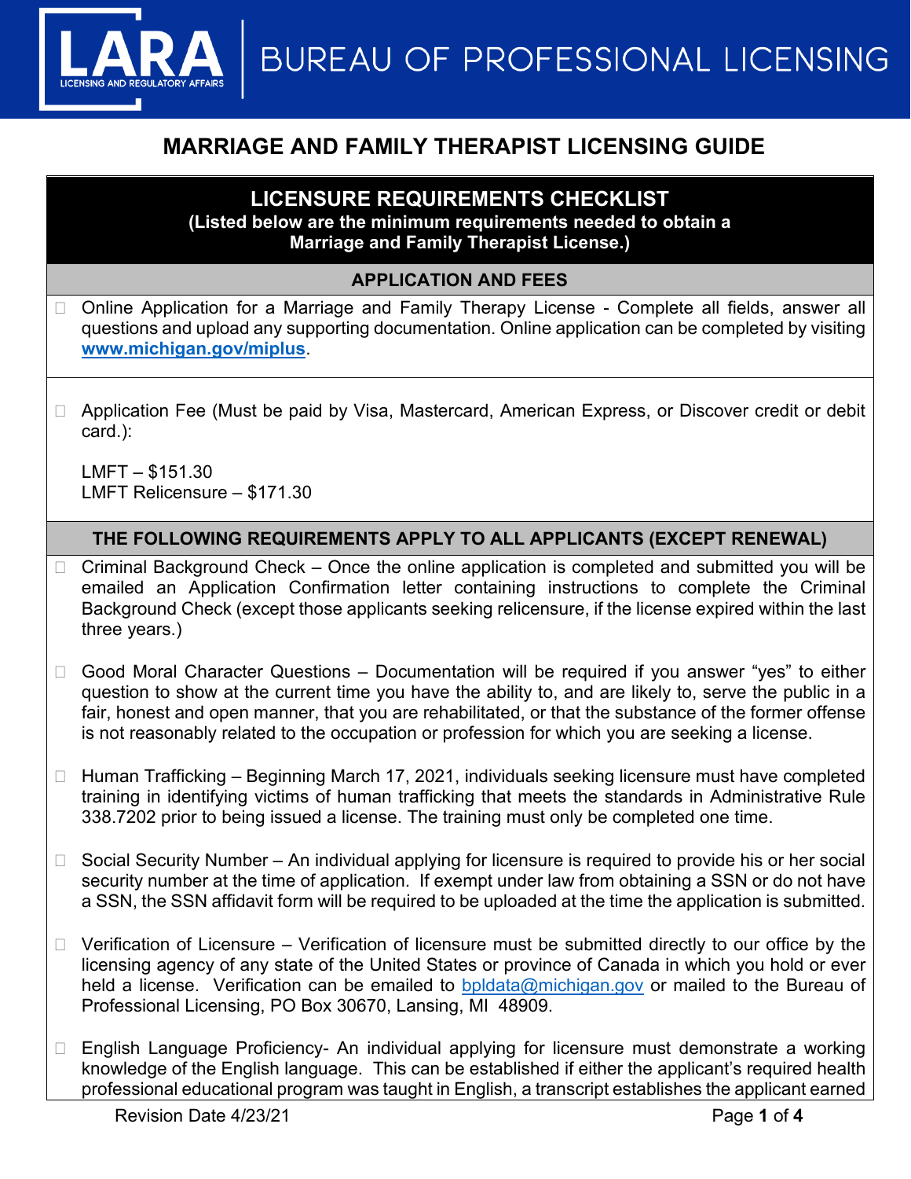# MARRIAGE AND FAMILY THERAPIST LICENSING GUIDE

## LICENSURE REQUIREMENTS CHECKLIST

**(Listed below are the minimum requirements needed to obtain a Marriage and Family Therapist License.)**

### APPLICATION AND FEES

- ☐ Online Application for a Marriage and Family Therapy License - Complete all fields, answer all questions and upload any supporting documentation. Online application can be completed by visiting **www.michigan.gov/miplus**.

- ☐ Application Fee (Must be paid by Visa, Mastercard, American Express, or Discover credit or debit card.):

  LMFT – $151.30
  LMFT Relicensure – $171.30

### THE FOLLOWING REQUIREMENTS APPLY TO ALL APPLICANTS (EXCEPT RENEWAL)

- ☐ Criminal Background Check – Once the online application is completed and submitted you will be emailed an Application Confirmation letter containing instructions to complete the Criminal Background Check (except those applicants seeking relicensure, if the license expired within the last three years.)

- ☐ Good Moral Character Questions – Documentation will be required if you answer "yes" to either question to show at the current time you have the ability to, and are likely to, serve the public in a fair, honest and open manner, that you are rehabilitated, or that the substance of the former offense is not reasonably related to the occupation or profession for which you are seeking a license.

- ☐ Human Trafficking – Beginning March 17, 2021, individuals seeking licensure must have completed training in identifying victims of human trafficking that meets the standards in Administrative Rule 338.7202 prior to being issued a license. The training must only be completed one time.

- ☐ Social Security Number – An individual applying for licensure is required to provide his or her social security number at the time of application. If exempt under law from obtaining a SSN or do not have a SSN, the SSN affidavit form will be required to be uploaded at the time the application is submitted.

- ☐ Verification of Licensure – Verification of licensure must be submitted directly to our office by the licensing agency of any state of the United States or province of Canada in which you hold or ever held a license. Verification can be emailed to bpldata@michigan.gov or mailed to the Bureau of Professional Licensing, PO Box 30670, Lansing, MI 48909.

- ☐ English Language Proficiency- An individual applying for licensure must demonstrate a working knowledge of the English language. This can be established if either the applicant's required health professional educational program was taught in English, a transcript establishes the applicant earned

Revision Date 4/23/21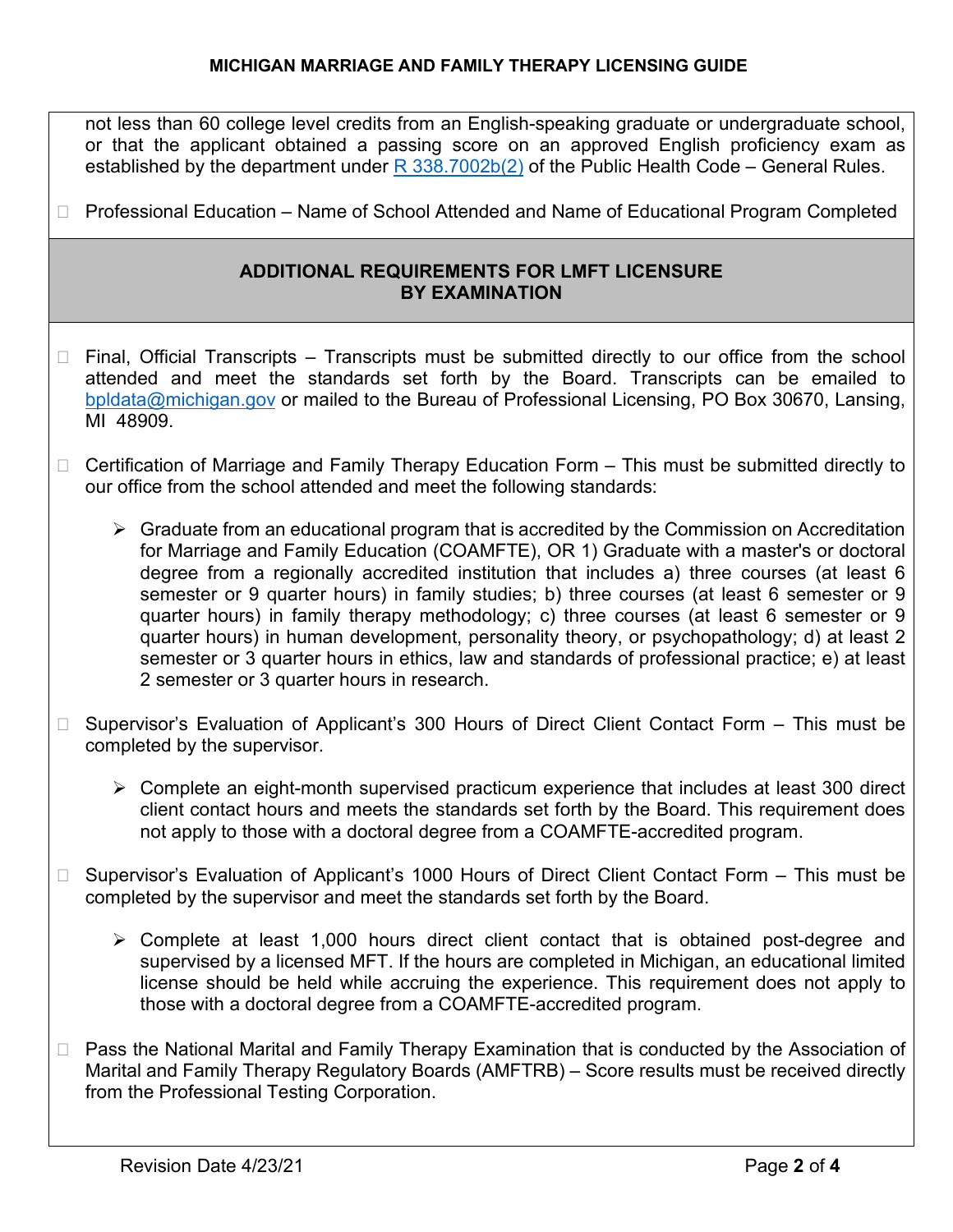not less than 60 college level credits from an English-speaking graduate or undergraduate school, or that the applicant obtained a passing score on an approved English proficiency exam as established by the department under [R 338.7002b(2)]() of the Public Health Code – General Rules.

- ☐ Professional Education – Name of School Attended and Name of Educational Program Completed

## ADDITIONAL REQUIREMENTS FOR LMFT LICENSURE BY EXAMINATION

- ☐ Final, Official Transcripts – Transcripts must be submitted directly to our office from the school attended and meet the standards set forth by the Board. Transcripts can be emailed to bpldata@michigan.gov or mailed to the Bureau of Professional Licensing, PO Box 30670, Lansing, MI 48909.

- ☐ Certification of Marriage and Family Therapy Education Form – This must be submitted directly to our office from the school attended and meet the following standards:

  - Graduate from an educational program that is accredited by the Commission on Accreditation for Marriage and Family Education (COAMFTE), OR 1) Graduate with a master's or doctoral degree from a regionally accredited institution that includes a) three courses (at least 6 semester or 9 quarter hours) in family studies; b) three courses (at least 6 semester or 9 quarter hours) in family therapy methodology; c) three courses (at least 6 semester or 9 quarter hours) in human development, personality theory, or psychopathology; d) at least 2 semester or 3 quarter hours in ethics, law and standards of professional practice; e) at least 2 semester or 3 quarter hours in research.

- ☐ Supervisor's Evaluation of Applicant's 300 Hours of Direct Client Contact Form – This must be completed by the supervisor.

  - Complete an eight-month supervised practicum experience that includes at least 300 direct client contact hours and meets the standards set forth by the Board. This requirement does not apply to those with a doctoral degree from a COAMFTE-accredited program.

- ☐ Supervisor's Evaluation of Applicant's 1000 Hours of Direct Client Contact Form – This must be completed by the supervisor and meet the standards set forth by the Board.

  - Complete at least 1,000 hours direct client contact that is obtained post-degree and supervised by a licensed MFT. If the hours are completed in Michigan, an educational limited license should be held while accruing the experience. This requirement does not apply to those with a doctoral degree from a COAMFTE-accredited program.

- ☐ Pass the National Marital and Family Therapy Examination that is conducted by the Association of Marital and Family Therapy Regulatory Boards (AMFTRB) – Score results must be received directly from the Professional Testing Corporation.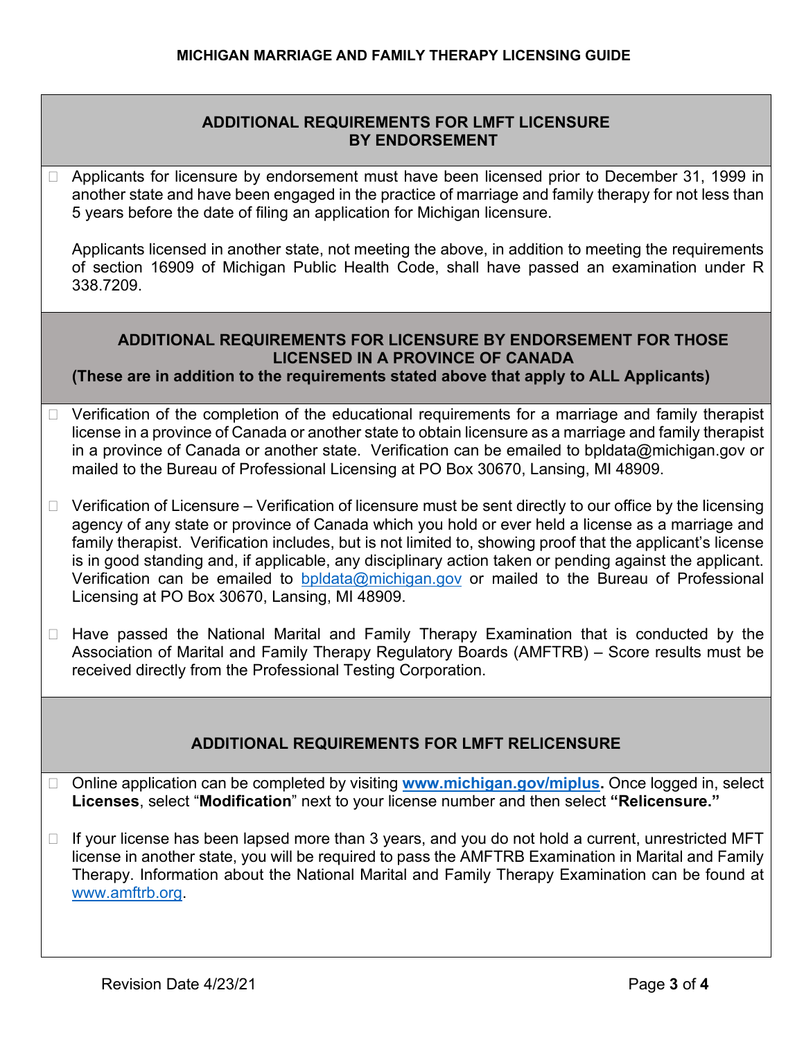## ADDITIONAL REQUIREMENTS FOR LMFT LICENSURE BY ENDORSEMENT

- Applicants for licensure by endorsement must have been licensed prior to December 31, 1999 in another state and have been engaged in the practice of marriage and family therapy for not less than 5 years before the date of filing an application for Michigan licensure.

  Applicants licensed in another state, not meeting the above, in addition to meeting the requirements of section 16909 of Michigan Public Health Code, shall have passed an examination under R 338.7209.

## ADDITIONAL REQUIREMENTS FOR LICENSURE BY ENDORSEMENT FOR THOSE LICENSED IN A PROVINCE OF CANADA

**(These are in addition to the requirements stated above that apply to ALL Applicants)**

- Verification of the completion of the educational requirements for a marriage and family therapist license in a province of Canada or another state to obtain licensure as a marriage and family therapist in a province of Canada or another state. Verification can be emailed to bpldata@michigan.gov or mailed to the Bureau of Professional Licensing at PO Box 30670, Lansing, MI 48909.
- Verification of Licensure – Verification of licensure must be sent directly to our office by the licensing agency of any state or province of Canada which you hold or ever held a license as a marriage and family therapist. Verification includes, but is not limited to, showing proof that the applicant's license is in good standing and, if applicable, any disciplinary action taken or pending against the applicant. Verification can be emailed to bpldata@michigan.gov or mailed to the Bureau of Professional Licensing at PO Box 30670, Lansing, MI 48909.
- Have passed the National Marital and Family Therapy Examination that is conducted by the Association of Marital and Family Therapy Regulatory Boards (AMFTRB) – Score results must be received directly from the Professional Testing Corporation.

## ADDITIONAL REQUIREMENTS FOR LMFT RELICENSURE

- Online application can be completed by visiting **www.michigan.gov/miplus.** Once logged in, select **Licenses**, select "**Modification**" next to your license number and then select **"Relicensure."**
- If your license has been lapsed more than 3 years, and you do not hold a current, unrestricted MFT license in another state, you will be required to pass the AMFTRB Examination in Marital and Family Therapy. Information about the National Marital and Family Therapy Examination can be found at www.amftrb.org.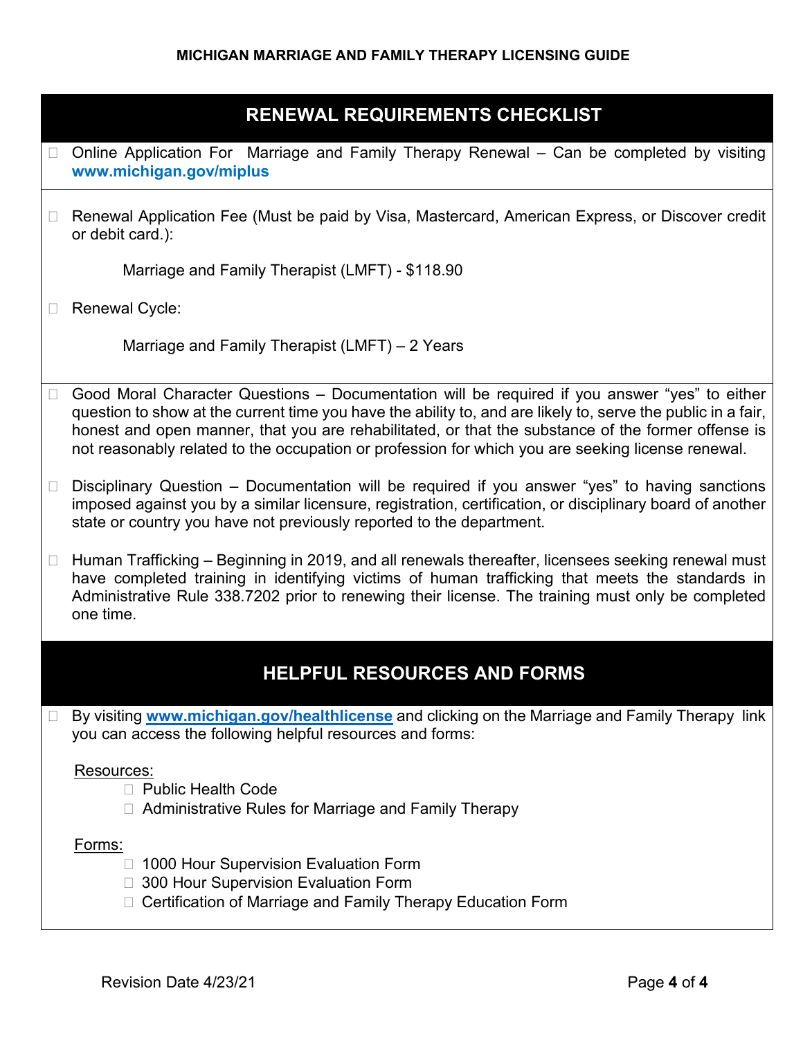## RENEWAL REQUIREMENTS CHECKLIST

- Online Application For Marriage and Family Therapy Renewal – Can be completed by visiting **www.michigan.gov/miplus**

- Renewal Application Fee (Must be paid by Visa, Mastercard, American Express, or Discover credit or debit card.):

  Marriage and Family Therapist (LMFT) - $118.90

- Renewal Cycle:

  Marriage and Family Therapist (LMFT) – 2 Years

- Good Moral Character Questions – Documentation will be required if you answer "yes" to either question to show at the current time you have the ability to, and are likely to, serve the public in a fair, honest and open manner, that you are rehabilitated, or that the substance of the former offense is not reasonably related to the occupation or profession for which you are seeking license renewal.

- Disciplinary Question – Documentation will be required if you answer "yes" to having sanctions imposed against you by a similar licensure, registration, certification, or disciplinary board of another state or country you have not previously reported to the department.

- Human Trafficking – Beginning in 2019, and all renewals thereafter, licensees seeking renewal must have completed training in identifying victims of human trafficking that meets the standards in Administrative Rule 338.7202 prior to renewing their license. The training must only be completed one time.

## HELPFUL RESOURCES AND FORMS

- By visiting **www.michigan.gov/healthlicense** and clicking on the Marriage and Family Therapy link you can access the following helpful resources and forms:

  Resources:
  - Public Health Code
  - Administrative Rules for Marriage and Family Therapy

  Forms:
  - 1000 Hour Supervision Evaluation Form
  - 300 Hour Supervision Evaluation Form
  - Certification of Marriage and Family Therapy Education Form

Revision Date 4/23/21